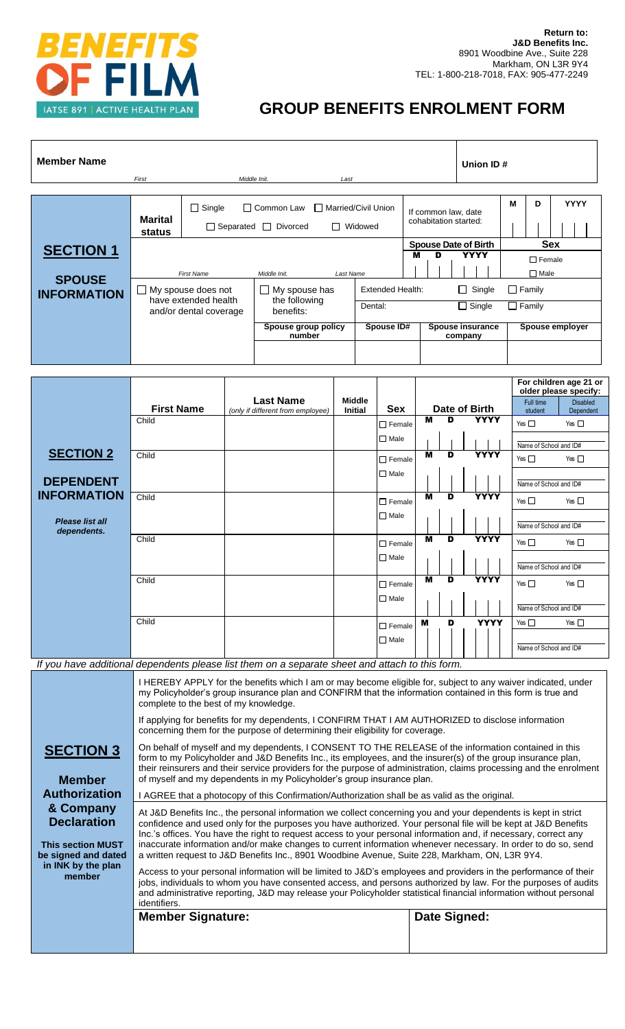**BENEFITS OF FILM**
IATSE 891 | ACTIVE HEALTH PLAN

**Return to:**
**J&D Benefits Inc.**
8901 Woodbine Ave., Suite 228
Markham, ON L3R 9Y4
TEL: 1-800-218-7018, FAX: 905-477-2249

# GROUP BENEFITS ENROLMENT FORM

| **Member Name** | First | Middle Init. | Last | **Union ID #** |
|---|---|---|---|---|

## SECTION 1 – SPOUSE INFORMATION

| | | | | |
|---|---|---|---|---|
| **Marital status** | ☐ Single ☐ Common Law ☐ Married/Civil Union ☐ Separated ☐ Divorced ☐ Widowed | | If common law, date cohabitation started: | M D YYYY |
| First Name | Middle Init. | Last Name | **Spouse Date of Birth** M D YYYY | **Sex** ☐ Female ☐ Male |
| ☐ My spouse does not have extended health and/or dental coverage | ☐ My spouse has the following benefits: | Extended Health: ☐ Single ☐ Family | Dental: ☐ Single ☐ Family | |
| **Spouse group policy number** | **Spouse ID#** | **Spouse insurance company** | **Spouse employer** | |
| | | | | |

## SECTION 2 – DEPENDENT INFORMATION

*Please list all dependents.*

| First Name | Last Name (only if different from employee) | Middle Initial | Sex | Date of Birth | For children age 21 or older please specify: Full time student | Disabled Dependent |
|---|---|---|---|---|---|---|
| Child | | | ☐ Female ☐ Male | M D YYYY | Yes ☐ Name of School and ID# | Yes ☐ |
| Child | | | ☐ Female ☐ Male | M D YYYY | Yes ☐ Name of School and ID# | Yes ☐ |
| Child | | | ☐ Female ☐ Male | M D YYYY | Yes ☐ Name of School and ID# | Yes ☐ |
| Child | | | ☐ Female ☐ Male | M D YYYY | Yes ☐ Name of School and ID# | Yes ☐ |
| Child | | | ☐ Female ☐ Male | M D YYYY | Yes ☐ Name of School and ID# | Yes ☐ |
| Child | | | ☐ Female ☐ Male | M D YYYY | Yes ☐ Name of School and ID# | Yes ☐ |

*If you have additional dependents please list them on a separate sheet and attach to this form.*

## SECTION 3 – Member Authorization & Company Declaration

**This section MUST be signed and dated in INK by the plan member**

I HEREBY APPLY for the benefits which I am or may become eligible for, subject to any waiver indicated, under my Policyholder's group insurance plan and CONFIRM that the information contained in this form is true and complete to the best of my knowledge.

If applying for benefits for my dependents, I CONFIRM THAT I AM AUTHORIZED to disclose information concerning them for the purpose of determining their eligibility for coverage.

On behalf of myself and my dependents, I CONSENT TO THE RELEASE of the information contained in this form to my Policyholder and J&D Benefits Inc., its employees, and the insurer(s) of the group insurance plan, their reinsurers and their service providers for the purpose of administration, claims processing and the enrolment of myself and my dependents in my Policyholder's group insurance plan.

I AGREE that a photocopy of this Confirmation/Authorization shall be as valid as the original.

At J&D Benefits Inc., the personal information we collect concerning you and your dependents is kept in strict confidence and used only for the purposes you have authorized. Your personal file will be kept at J&D Benefits Inc.'s offices. You have the right to request access to your personal information and, if necessary, correct any inaccurate information and/or make changes to current information whenever necessary. In order to do so, send a written request to J&D Benefits Inc., 8901 Woodbine Avenue, Suite 228, Markham, ON, L3R 9Y4.

Access to your personal information will be limited to J&D's employees and providers in the performance of their jobs, individuals to whom you have consented access, and persons authorized by law. For the purposes of audits and administrative reporting, J&D may release your Policyholder statistical financial information without personal identifiers.

| **Member Signature:** | **Date Signed:** |
|---|---|
| | |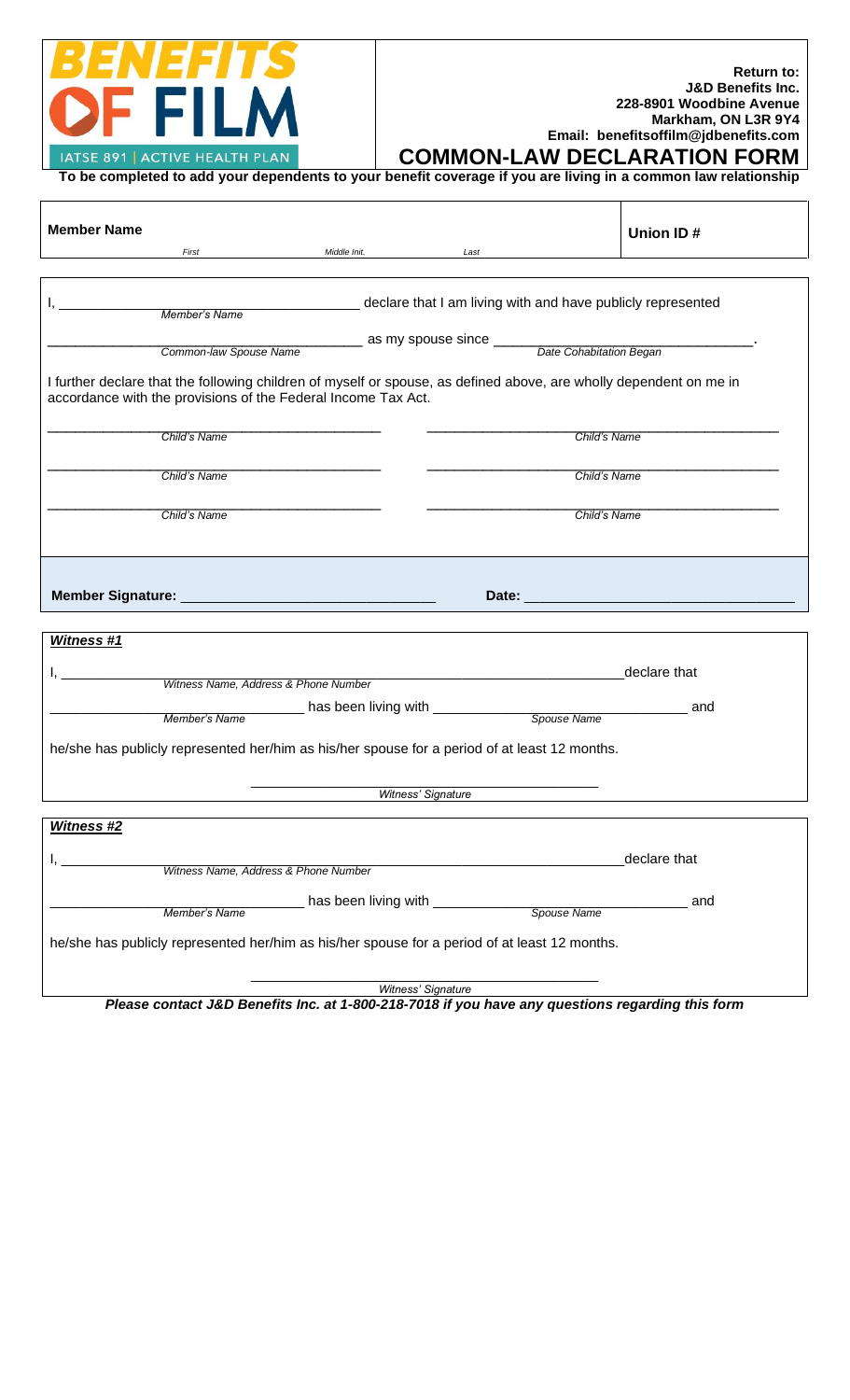BENEFITS OF FILM

IATSE 891 | ACTIVE HEALTH PLAN

**Return to:**
**J&D Benefits Inc.**
**228-8901 Woodbine Avenue**
**Markham, ON L3R 9Y4**
**Email: benefitsoffilm@jdbenefits.com**

# COMMON-LAW DECLARATION FORM

**To be completed to add your dependents to your benefit coverage if you are living in a common law relationship**

| **Member Name** | | | **Union ID #** |
|---|---|---|---|
| *First* | *Middle Init.* | *Last* | |

I, ______________________________ declare that I am living with and have publicly represented
*Member's Name*

______________________________ as my spouse since ______________________________.
*Common-law Spouse Name* *Date Cohabitation Began*

I further declare that the following children of myself or spouse, as defined above, are wholly dependent on me in accordance with the provisions of the Federal Income Tax Act.

______________________________ ______________________________
*Child's Name* *Child's Name*

______________________________ ______________________________
*Child's Name* *Child's Name*

______________________________ ______________________________
*Child's Name* *Child's Name*

**Member Signature:** ______________________________ **Date:** ______________________________

***Witness #1***

I, ______________________________ declare that
*Witness Name, Address & Phone Number*

______________________________ has been living with ______________________________ and
*Member's Name* *Spouse Name*

he/she has publicly represented her/him as his/her spouse for a period of at least 12 months.

______________________________
*Witness' Signature*

***Witness #2***

I, ______________________________ declare that
*Witness Name, Address & Phone Number*

______________________________ has been living with ______________________________ and
*Member's Name* *Spouse Name*

he/she has publicly represented her/him as his/her spouse for a period of at least 12 months.

______________________________
*Witness' Signature*

***Please contact J&D Benefits Inc. at 1-800-218-7018 if you have any questions regarding this form***